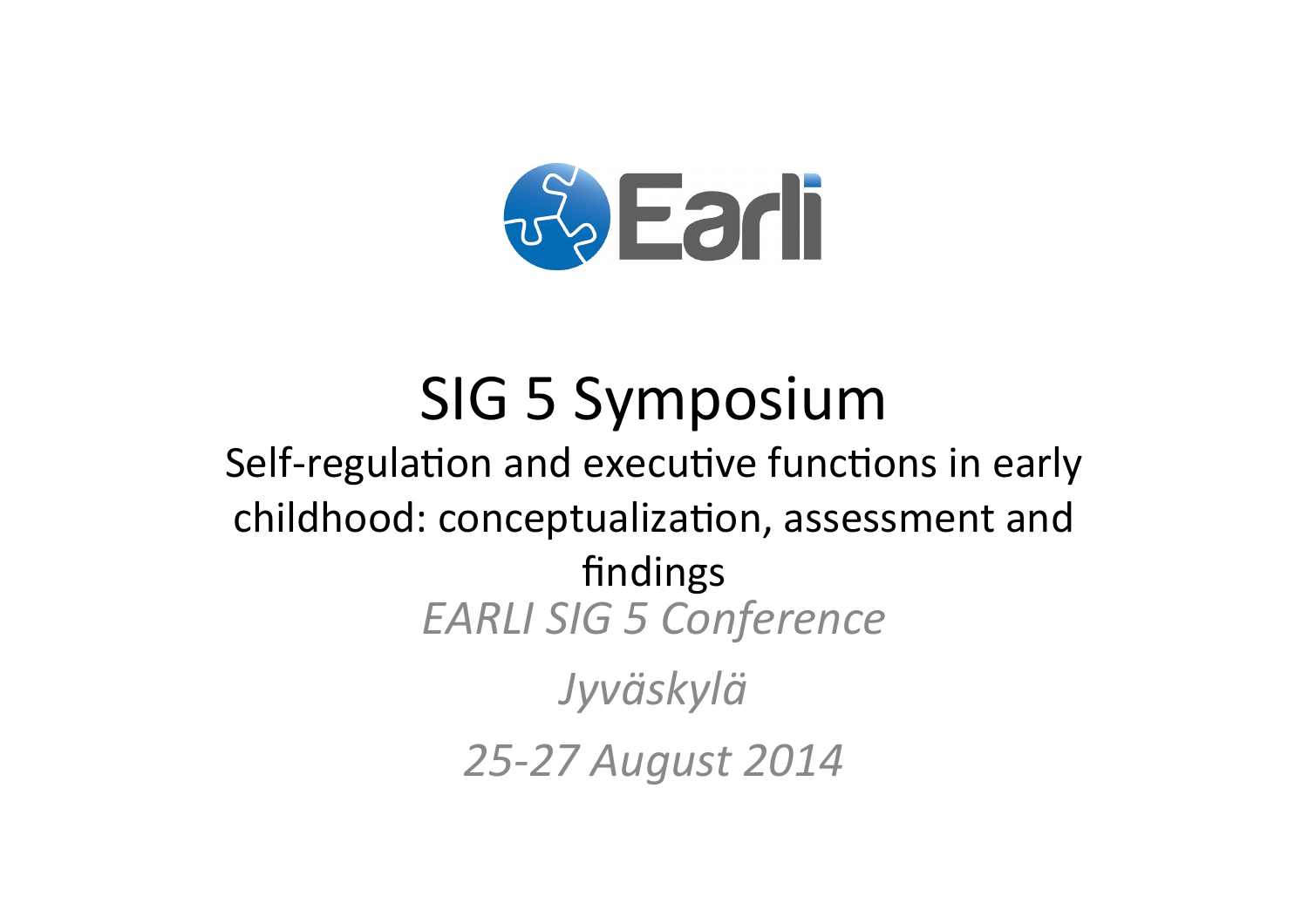Earli

# SIG 5 Symposium

## Self-regulation and executive functions in early childhood: conceptualization, assessment and findings

*EARLI SIG 5 Conference*

*Jyväskylä*

*25-27 August 2014*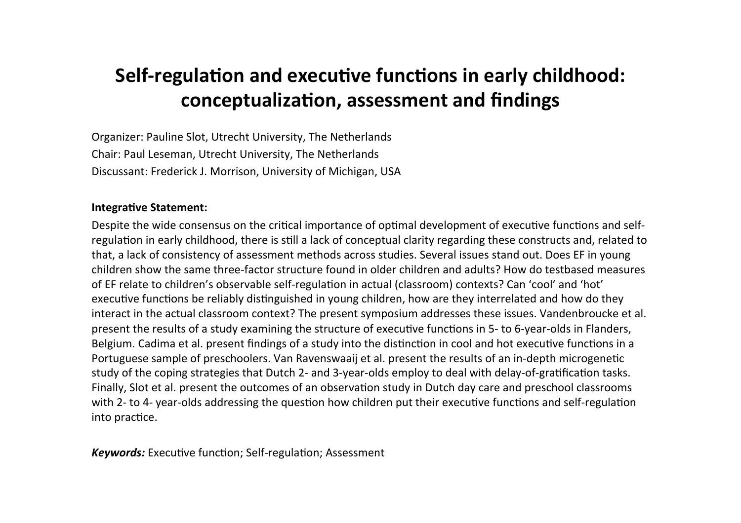# Self-regulation and executive functions in early childhood: conceptualization, assessment and findings

Organizer: Pauline Slot, Utrecht University, The Netherlands
Chair: Paul Leseman, Utrecht University, The Netherlands
Discussant: Frederick J. Morrison, University of Michigan, USA

**Integrative Statement:**

Despite the wide consensus on the critical importance of optimal development of executive functions and self-regulation in early childhood, there is still a lack of conceptual clarity regarding these constructs and, related to that, a lack of consistency of assessment methods across studies. Several issues stand out. Does EF in young children show the same three-factor structure found in older children and adults? How do testbased measures of EF relate to children's observable self-regulation in actual (classroom) contexts? Can 'cool' and 'hot' executive functions be reliably distinguished in young children, how are they interrelated and how do they interact in the actual classroom context? The present symposium addresses these issues. Vandenbroucke et al. present the results of a study examining the structure of executive functions in 5- to 6-year-olds in Flanders, Belgium. Cadima et al. present findings of a study into the distinction in cool and hot executive functions in a Portuguese sample of preschoolers. Van Ravenswaaij et al. present the results of an in-depth microgenetic study of the coping strategies that Dutch 2- and 3-year-olds employ to deal with delay-of-gratification tasks. Finally, Slot et al. present the outcomes of an observation study in Dutch day care and preschool classrooms with 2- to 4- year-olds addressing the question how children put their executive functions and self-regulation into practice.

***Keywords:*** Executive function; Self-regulation; Assessment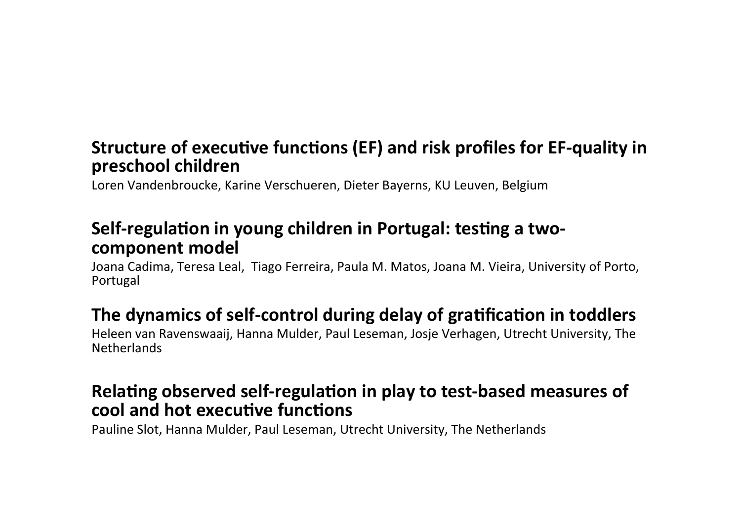**Structure of executive functions (EF) and risk profiles for EF-quality in preschool children**

Loren Vandenbroucke, Karine Verschueren, Dieter Bayerns, KU Leuven, Belgium

**Self-regulation in young children in Portugal: testing a two-component model**

Joana Cadima, Teresa Leal, Tiago Ferreira, Paula M. Matos, Joana M. Vieira, University of Porto, Portugal

**The dynamics of self-control during delay of gratification in toddlers**

Heleen van Ravenswaaij, Hanna Mulder, Paul Leseman, Josje Verhagen, Utrecht University, The Netherlands

**Relating observed self-regulation in play to test-based measures of cool and hot executive functions**

Pauline Slot, Hanna Mulder, Paul Leseman, Utrecht University, The Netherlands